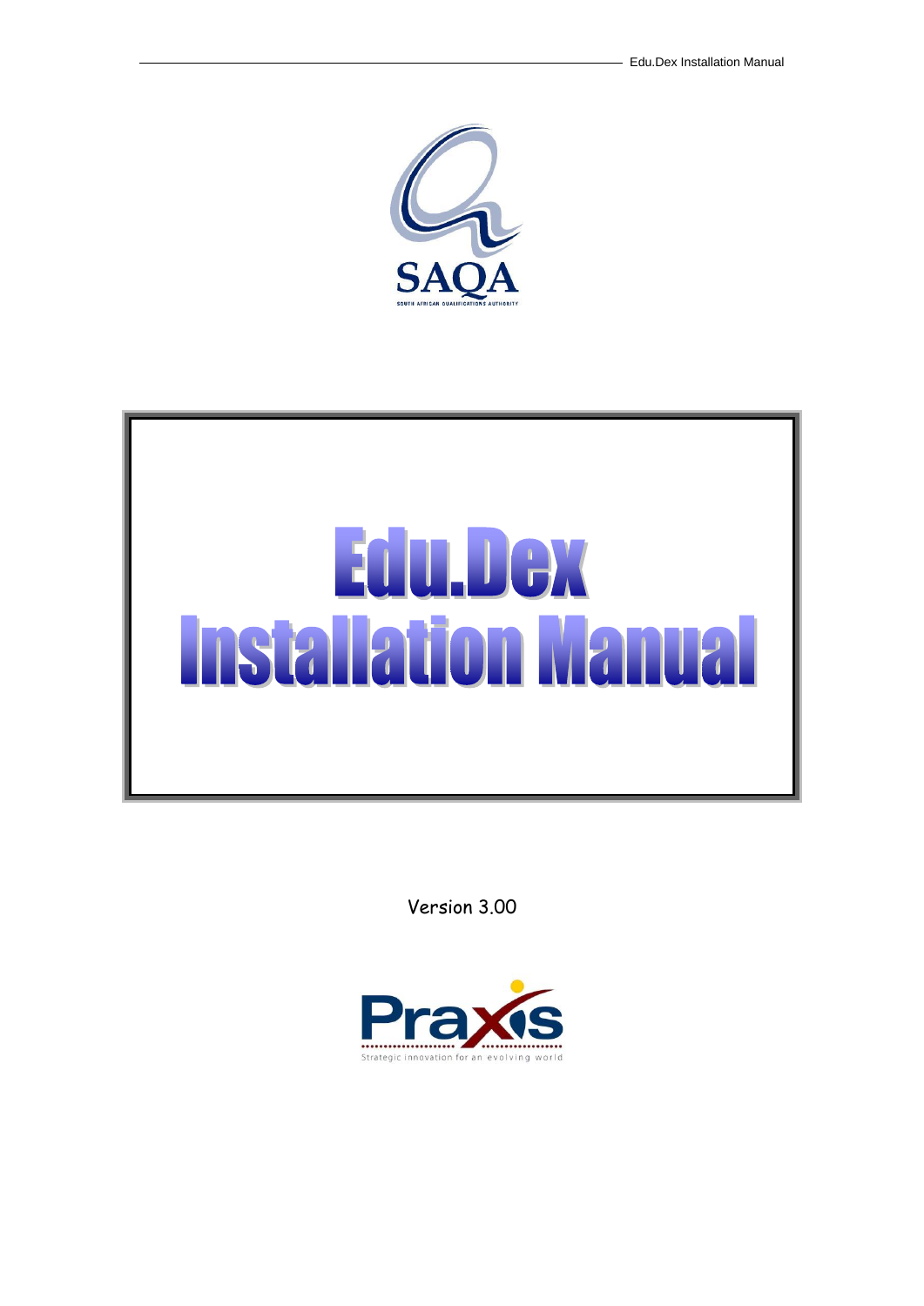# Edu.Dex Installation Manual

Version 3.00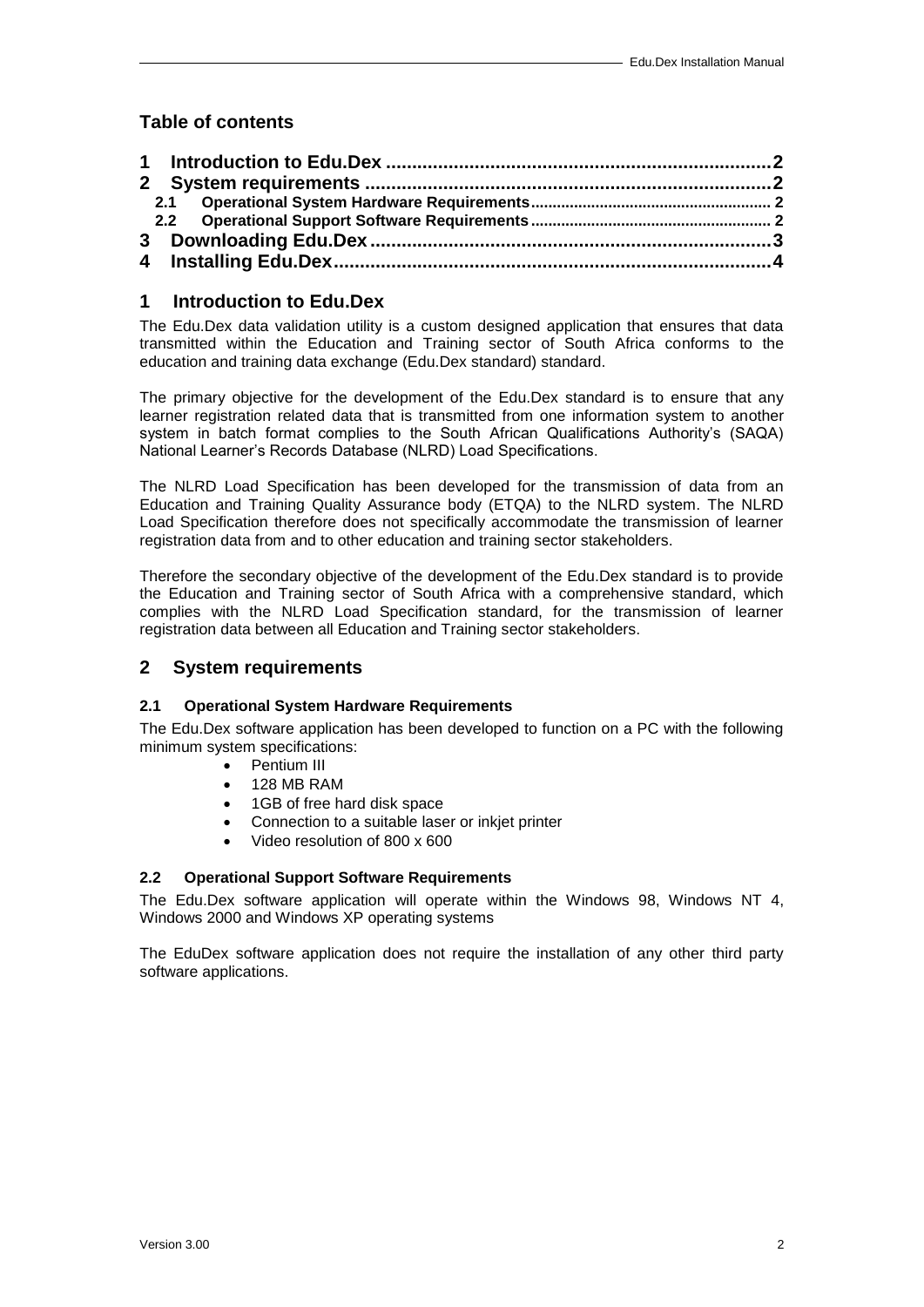## Table of contents

1 Introduction to Edu.Dex ........................................................................2
2 System requirements ............................................................................2
  2.1 Operational System Hardware Requirements ........................................................ 2
  2.2 Operational Support Software Requirements ....................................................... 2
3 Downloading Edu.Dex ...........................................................................3
4 Installing Edu.Dex ..................................................................................4

# 1 Introduction to Edu.Dex

The Edu.Dex data validation utility is a custom designed application that ensures that data transmitted within the Education and Training sector of South Africa conforms to the education and training data exchange (Edu.Dex standard) standard.

The primary objective for the development of the Edu.Dex standard is to ensure that any learner registration related data that is transmitted from one information system to another system in batch format complies to the South African Qualifications Authority's (SAQA) National Learner's Records Database (NLRD) Load Specifications.

The NLRD Load Specification has been developed for the transmission of data from an Education and Training Quality Assurance body (ETQA) to the NLRD system. The NLRD Load Specification therefore does not specifically accommodate the transmission of learner registration data from and to other education and training sector stakeholders.

Therefore the secondary objective of the development of the Edu.Dex standard is to provide the Education and Training sector of South Africa with a comprehensive standard, which complies with the NLRD Load Specification standard, for the transmission of learner registration data between all Education and Training sector stakeholders.

# 2 System requirements

### 2.1 Operational System Hardware Requirements

The Edu.Dex software application has been developed to function on a PC with the following minimum system specifications:

- Pentium III
- 128 MB RAM
- 1GB of free hard disk space
- Connection to a suitable laser or inkjet printer
- Video resolution of 800 x 600

### 2.2 Operational Support Software Requirements

The Edu.Dex software application will operate within the Windows 98, Windows NT 4, Windows 2000 and Windows XP operating systems

The EduDex software application does not require the installation of any other third party software applications.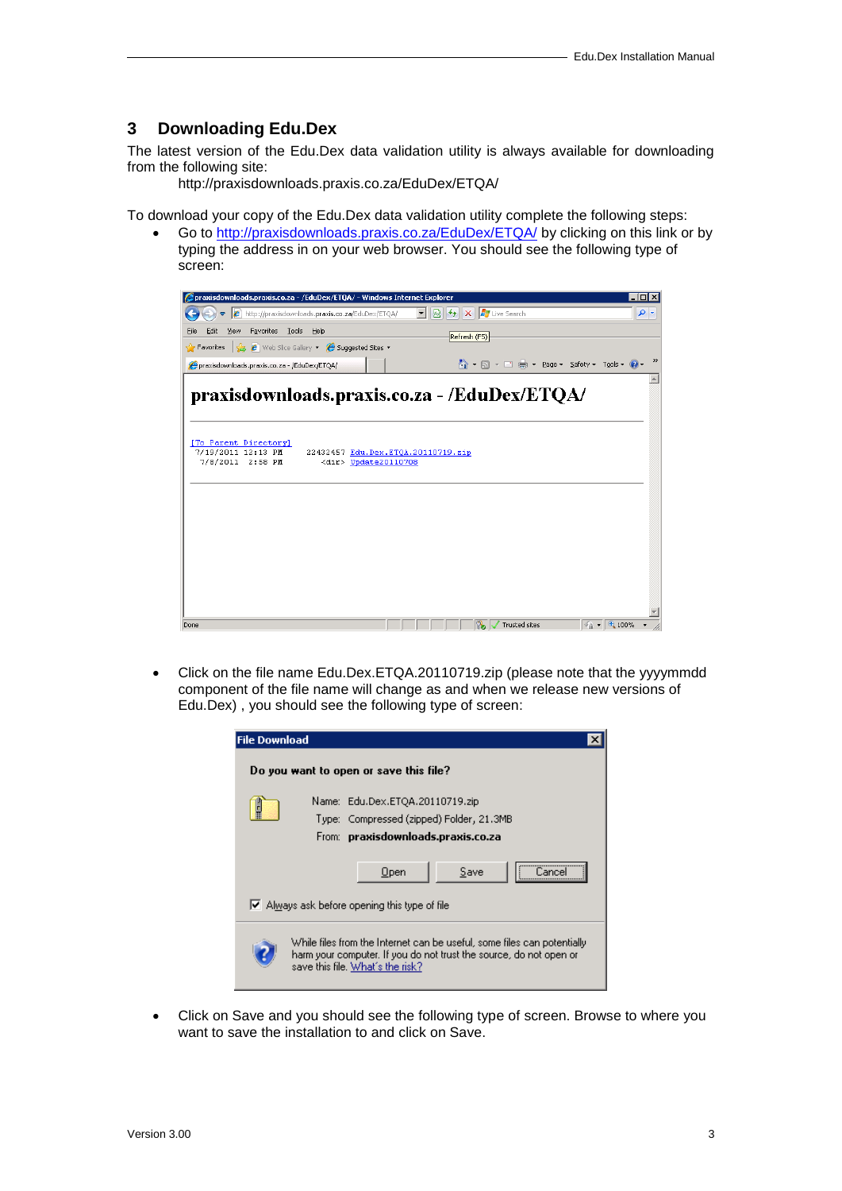## 3 Downloading Edu.Dex

The latest version of the Edu.Dex data validation utility is always available for downloading from the following site:

http://praxisdownloads.praxis.co.za/EduDex/ETQA/

To download your copy of the Edu.Dex data validation utility complete the following steps:

- Go to http://praxisdownloads.praxis.co.za/EduDex/ETQA/ by clicking on this link or by typing the address in on your web browser. You should see the following type of screen:

- Click on the file name Edu.Dex.ETQA.20110719.zip (please note that the yyyymmdd component of the file name will change as and when we release new versions of Edu.Dex) , you should see the following type of screen:

- Click on Save and you should see the following type of screen. Browse to where you want to save the installation to and click on Save.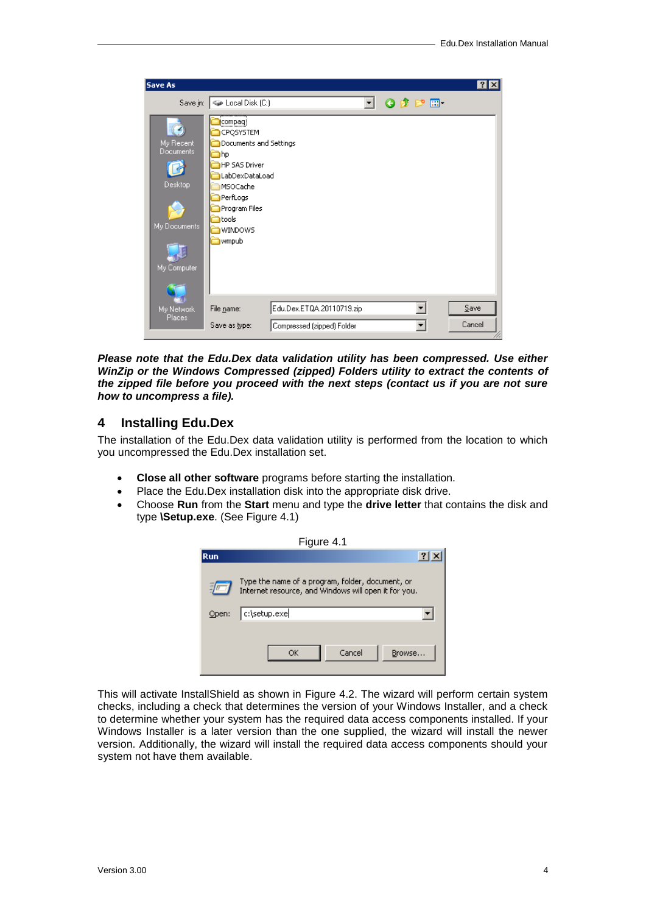***Please note that the Edu.Dex data validation utility has been compressed. Use either WinZip or the Windows Compressed (zipped) Folders utility to extract the contents of the zipped file before you proceed with the next steps (contact us if you are not sure how to uncompress a file).***

## 4 Installing Edu.Dex

The installation of the Edu.Dex data validation utility is performed from the location to which you uncompressed the Edu.Dex installation set.

- **Close all other software** programs before starting the installation.
- Place the Edu.Dex installation disk into the appropriate disk drive.
- Choose **Run** from the **Start** menu and type the **drive letter** that contains the disk and type **\Setup.exe**. (See Figure 4.1)

Figure 4.1

This will activate InstallShield as shown in Figure 4.2. The wizard will perform certain system checks, including a check that determines the version of your Windows Installer, and a check to determine whether your system has the required data access components installed. If your Windows Installer is a later version than the one supplied, the wizard will install the newer version. Additionally, the wizard will install the required data access components should your system not have them available.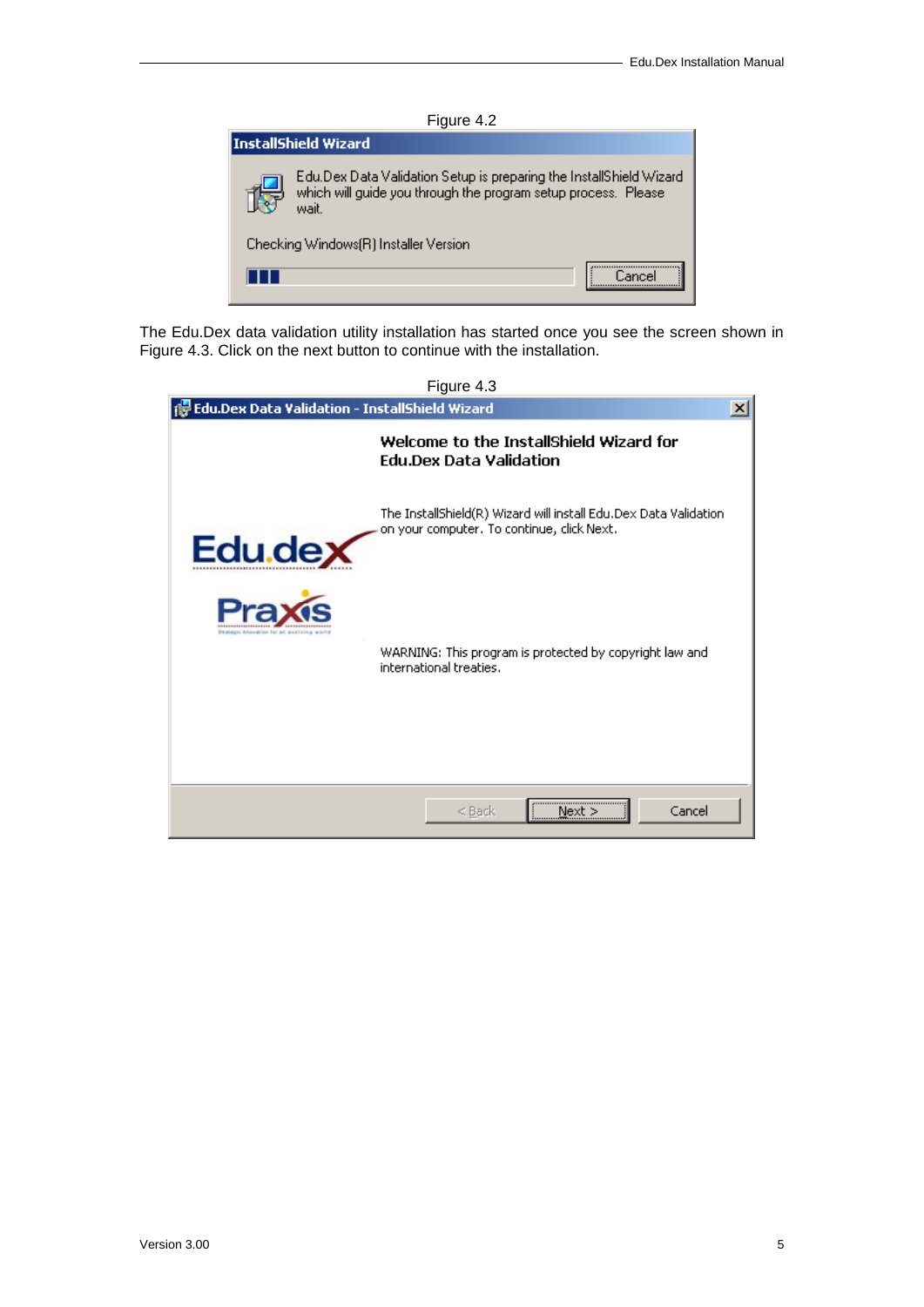Figure 4.2

The Edu.Dex data validation utility installation has started once you see the screen shown in Figure 4.3. Click on the next button to continue with the installation.

Figure 4.3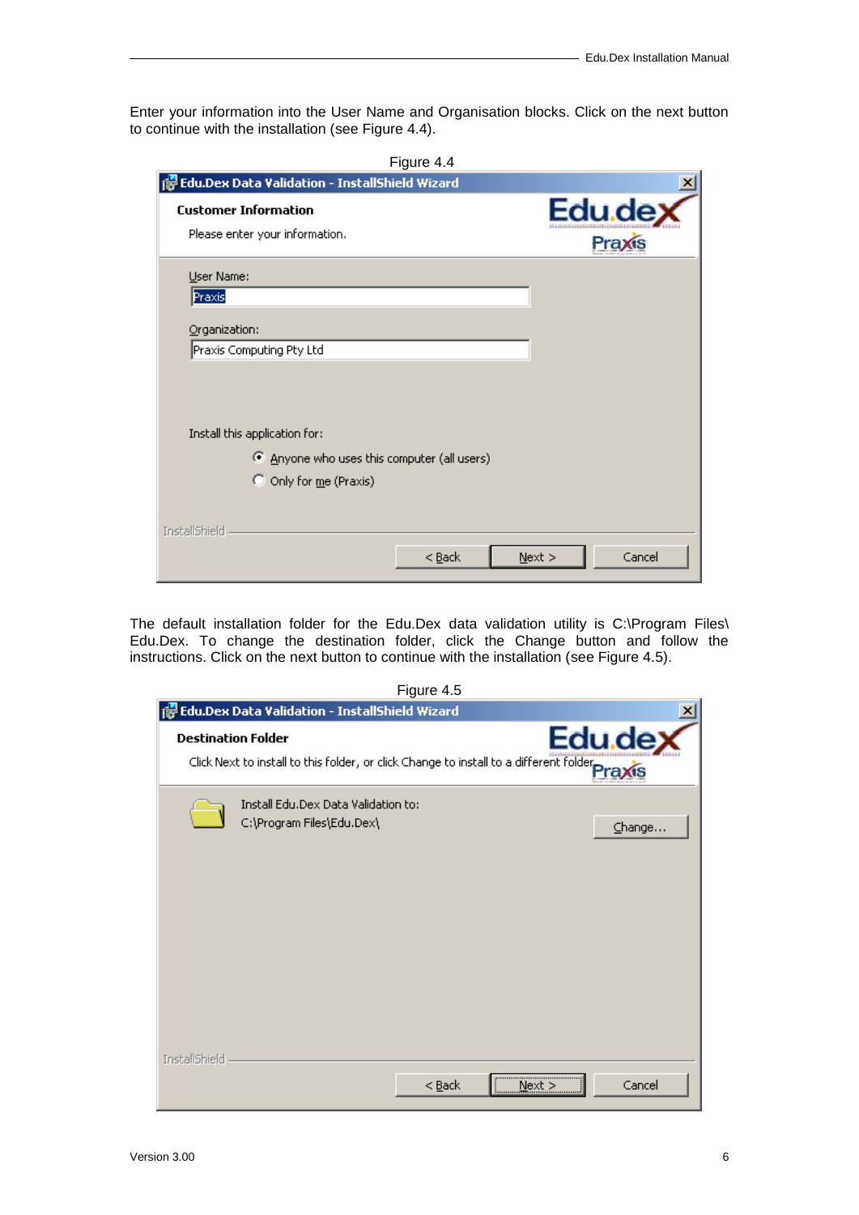Enter your information into the User Name and Organisation blocks. Click on the next button to continue with the installation (see Figure 4.4).

Figure 4.4

The default installation folder for the Edu.Dex data validation utility is C:\Program Files\Edu.Dex. To change the destination folder, click the Change button and follow the instructions. Click on the next button to continue with the installation (see Figure 4.5).

Figure 4.5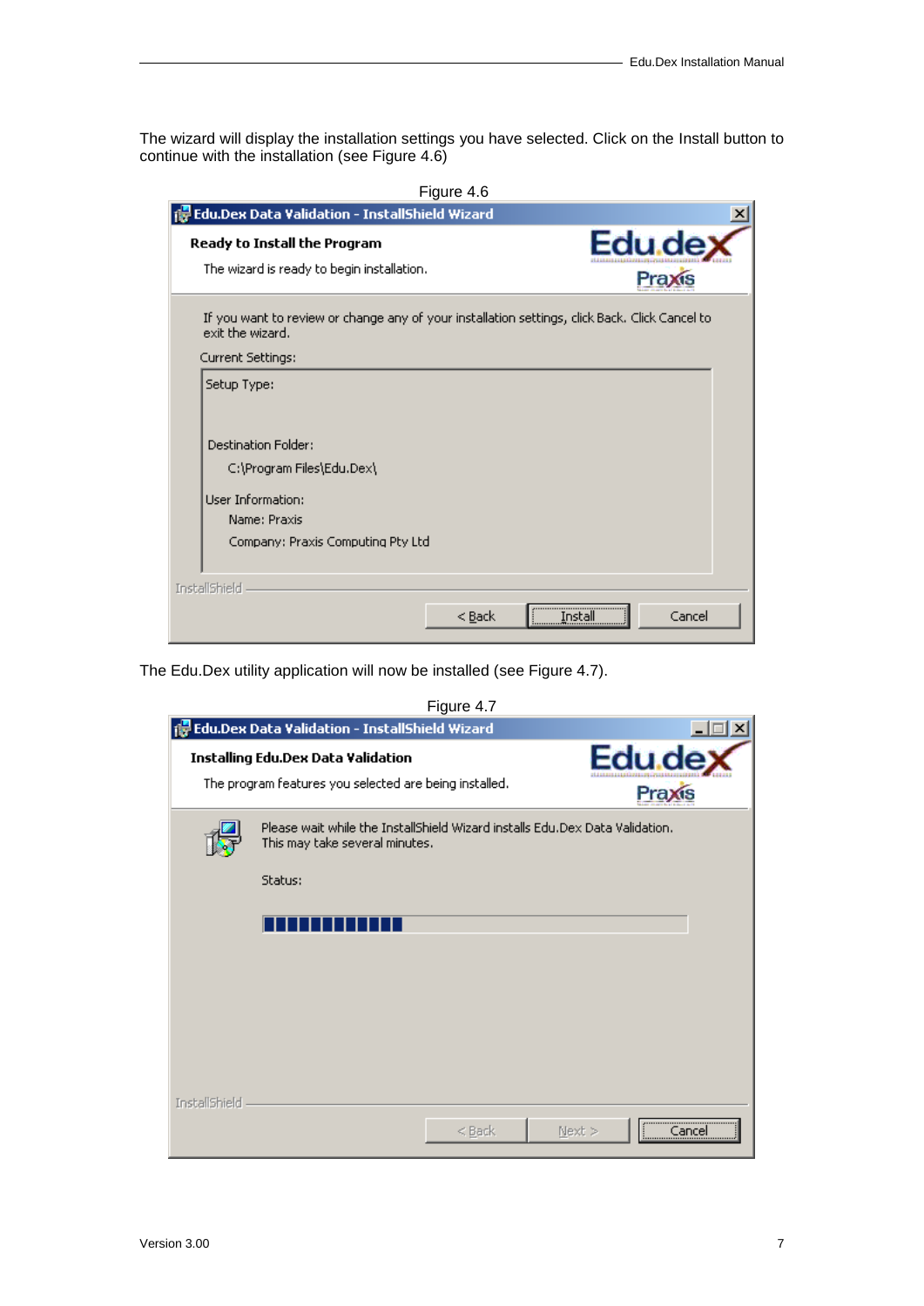The wizard will display the installation settings you have selected. Click on the Install button to continue with the installation (see Figure 4.6)

Figure 4.6

The Edu.Dex utility application will now be installed (see Figure 4.7).

Figure 4.7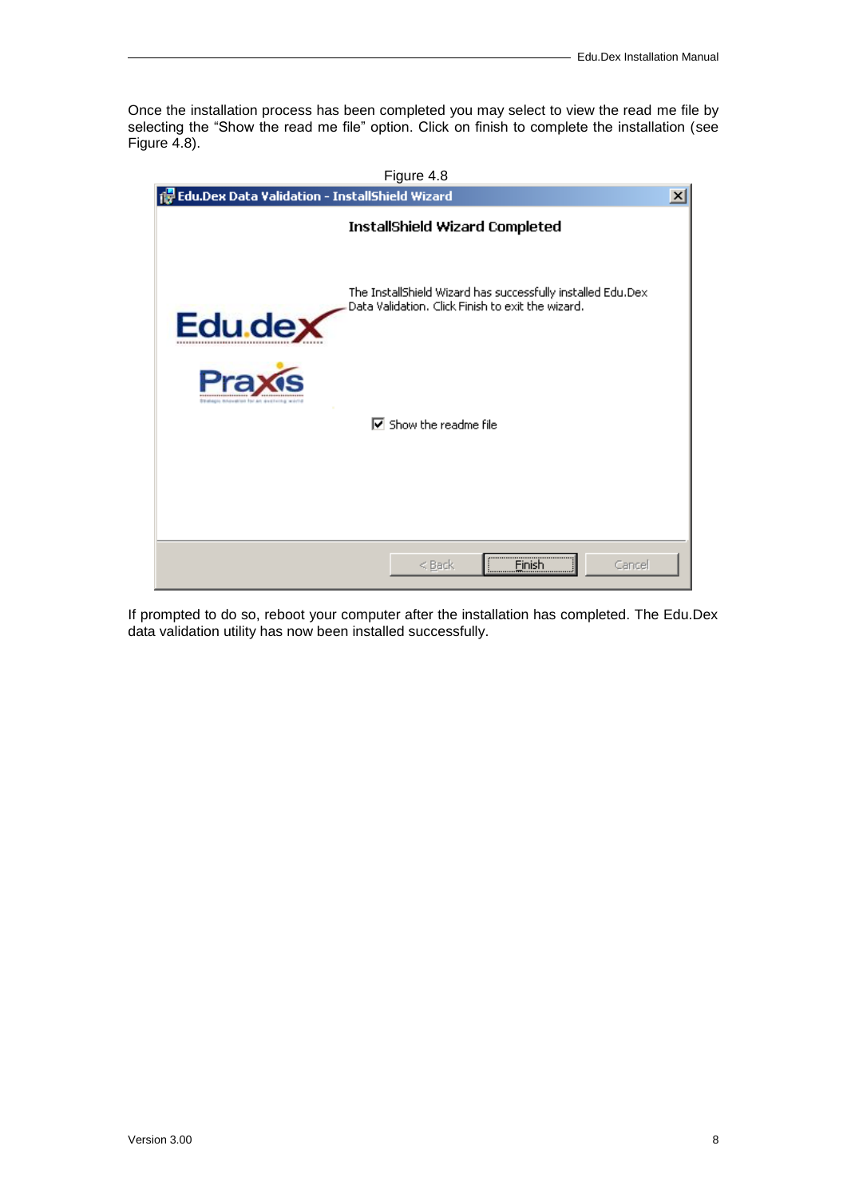Once the installation process has been completed you may select to view the read me file by selecting the “Show the read me file” option. Click on finish to complete the installation (see Figure 4.8).

Figure 4.8

If prompted to do so, reboot your computer after the installation has completed. The Edu.Dex data validation utility has now been installed successfully.